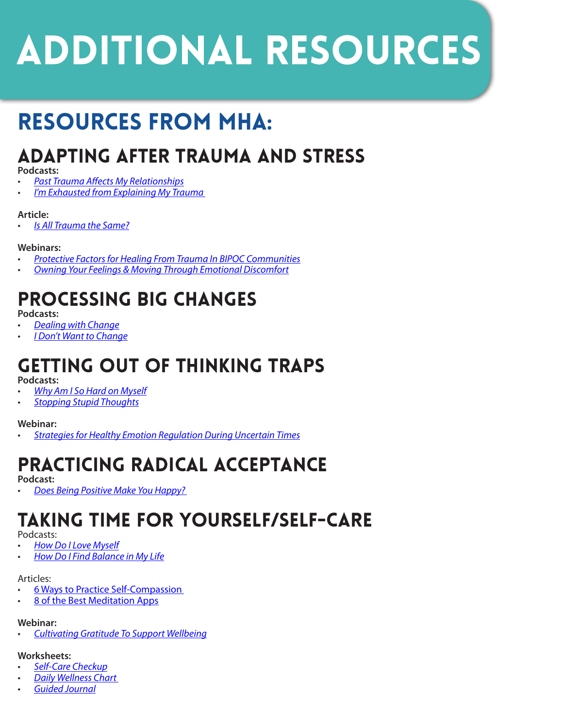# ADDITIONAL RESOURCES

## RESOURCES FROM MHA:

### ADAPTING AFTER TRAUMA AND STRESS

**Podcasts:**

- *Past Trauma Affects My Relationships*
- *I'm Exhausted from Explaining My Trauma*

**Article:**

- *Is All Trauma the Same?*

**Webinars:**

- *Protective Factors for Healing From Trauma In BIPOC Communities*
- *Owning Your Feelings & Moving Through Emotional Discomfort*

### PROCESSING BIG CHANGES

**Podcasts:**

- *Dealing with Change*
- *I Don't Want to Change*

### GETTING OUT OF THINKING TRAPS

**Podcasts:**

- *Why Am I So Hard on Myself*
- *Stopping Stupid Thoughts*

**Webinar:**

- *Strategies for Healthy Emotion Regulation During Uncertain Times*

### PRACTICING RADICAL ACCEPTANCE

**Podcast:**

- *Does Being Positive Make You Happy?*

### TAKING TIME FOR YOURSELF/SELF-CARE

Podcasts:

- *How Do I Love Myself*
- *How Do I Find Balance in My Life*

Articles:

- 6 Ways to Practice Self-Compassion
- 8 of the Best Meditation Apps

**Webinar:**

- *Cultivating Gratitude To Support Wellbeing*

**Worksheets:**

- *Self-Care Checkup*
- *Daily Wellness Chart*
- *Guided Journal*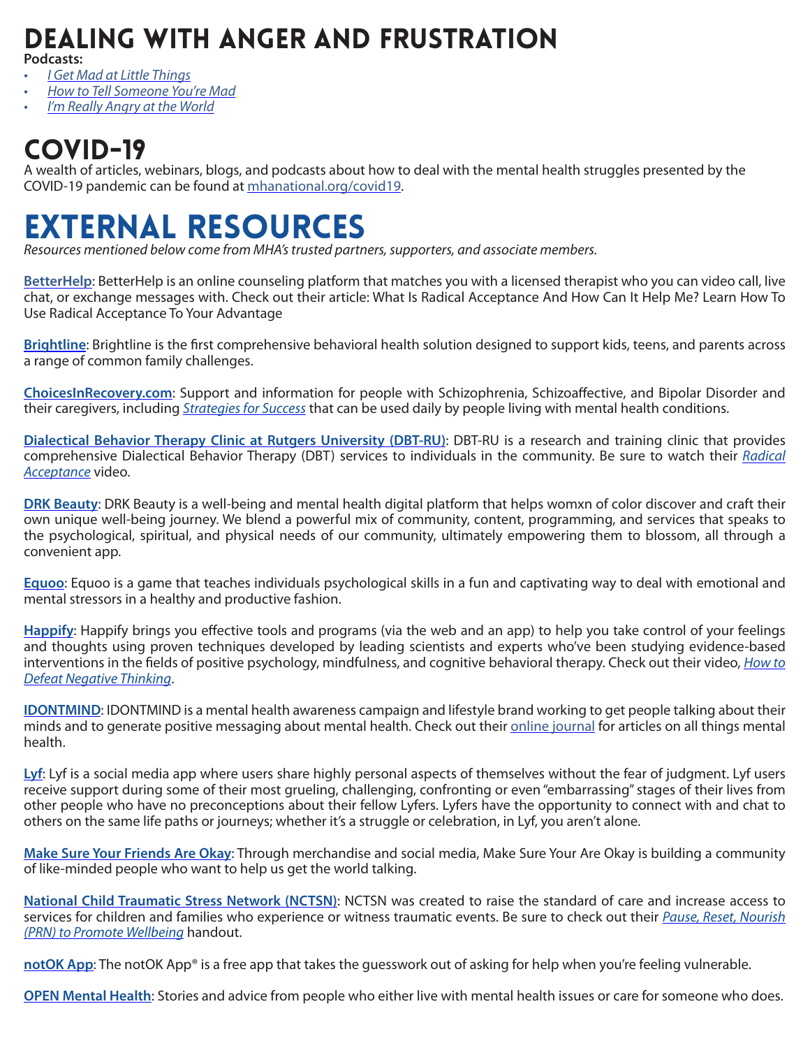# Dealing with Anger and Frustration

**Podcasts:**

- *I Get Mad at Little Things*
- *How to Tell Someone You're Mad*
- *I'm Really Angry at the World*

# COVID-19

A wealth of articles, webinars, blogs, and podcasts about how to deal with the mental health struggles presented by the COVID-19 pandemic can be found at mhanational.org/covid19.

# External Resources

*Resources mentioned below come from MHA's trusted partners, supporters, and associate members.*

**BetterHelp**: BetterHelp is an online counseling platform that matches you with a licensed therapist who you can video call, live chat, or exchange messages with. Check out their article: What Is Radical Acceptance And How Can It Help Me? Learn How To Use Radical Acceptance To Your Advantage

**Brightline**: Brightline is the first comprehensive behavioral health solution designed to support kids, teens, and parents across a range of common family challenges.

**ChoicesInRecovery.com**: Support and information for people with Schizophrenia, Schizoaffective, and Bipolar Disorder and their caregivers, including *Strategies for Success* that can be used daily by people living with mental health conditions.

**Dialectical Behavior Therapy Clinic at Rutgers University (DBT-RU)**: DBT-RU is a research and training clinic that provides comprehensive Dialectical Behavior Therapy (DBT) services to individuals in the community. Be sure to watch their *Radical Acceptance* video.

**DRK Beauty**: DRK Beauty is a well-being and mental health digital platform that helps womxn of color discover and craft their own unique well-being journey. We blend a powerful mix of community, content, programming, and services that speaks to the psychological, spiritual, and physical needs of our community, ultimately empowering them to blossom, all through a convenient app.

**Equoo**: Equoo is a game that teaches individuals psychological skills in a fun and captivating way to deal with emotional and mental stressors in a healthy and productive fashion.

**Happify**: Happify brings you effective tools and programs (via the web and an app) to help you take control of your feelings and thoughts using proven techniques developed by leading scientists and experts who've been studying evidence-based interventions in the fields of positive psychology, mindfulness, and cognitive behavioral therapy. Check out their video, *How to Defeat Negative Thinking*.

**IDONTMIND**: IDONTMIND is a mental health awareness campaign and lifestyle brand working to get people talking about their minds and to generate positive messaging about mental health. Check out their online journal for articles on all things mental health.

**Lyf**: Lyf is a social media app where users share highly personal aspects of themselves without the fear of judgment. Lyf users receive support during some of their most grueling, challenging, confronting or even "embarrassing" stages of their lives from other people who have no preconceptions about their fellow Lyfers. Lyfers have the opportunity to connect with and chat to others on the same life paths or journeys; whether it's a struggle or celebration, in Lyf, you aren't alone.

**Make Sure Your Friends Are Okay**: Through merchandise and social media, Make Sure Your Are Okay is building a community of like-minded people who want to help us get the world talking.

**National Child Traumatic Stress Network (NCTSN)**: NCTSN was created to raise the standard of care and increase access to services for children and families who experience or witness traumatic events. Be sure to check out their *Pause, Reset, Nourish (PRN) to Promote Wellbeing* handout.

**notOK App**: The notOK App® is a free app that takes the guesswork out of asking for help when you're feeling vulnerable.

**OPEN Mental Health**: Stories and advice from people who either live with mental health issues or care for someone who does.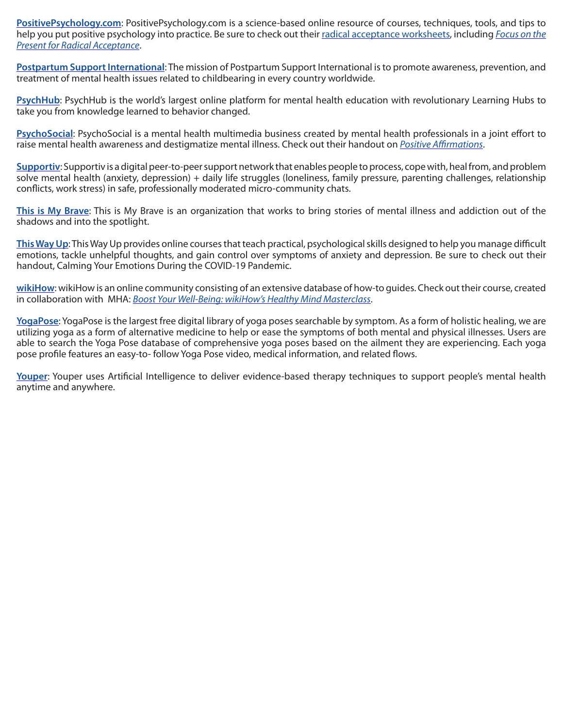**PositivePsychology.com**: PositivePsychology.com is a science-based online resource of courses, techniques, tools, and tips to help you put positive psychology into practice. Be sure to check out their radical acceptance worksheets, including *Focus on the Present for Radical Acceptance*.

**Postpartum Support International**: The mission of Postpartum Support International is to promote awareness, prevention, and treatment of mental health issues related to childbearing in every country worldwide.

**PsychHub**: PsychHub is the world's largest online platform for mental health education with revolutionary Learning Hubs to take you from knowledge learned to behavior changed.

**PsychoSocial**: PsychoSocial is a mental health multimedia business created by mental health professionals in a joint effort to raise mental health awareness and destigmatize mental illness. Check out their handout on *Positive Affirmations*.

**Supportiv**: Supportiv is a digital peer-to-peer support network that enables people to process, cope with, heal from, and problem solve mental health (anxiety, depression) + daily life struggles (loneliness, family pressure, parenting challenges, relationship conflicts, work stress) in safe, professionally moderated micro-community chats.

**This is My Brave**: This is My Brave is an organization that works to bring stories of mental illness and addiction out of the shadows and into the spotlight.

**This Way Up**: This Way Up provides online courses that teach practical, psychological skills designed to help you manage difficult emotions, tackle unhelpful thoughts, and gain control over symptoms of anxiety and depression. Be sure to check out their handout, Calming Your Emotions During the COVID-19 Pandemic.

**wikiHow**: wikiHow is an online community consisting of an extensive database of how-to guides. Check out their course, created in collaboration with MHA: *Boost Your Well-Being: wikiHow's Healthy Mind Masterclass*.

**YogaPose**: YogaPose is the largest free digital library of yoga poses searchable by symptom. As a form of holistic healing, we are utilizing yoga as a form of alternative medicine to help or ease the symptoms of both mental and physical illnesses. Users are able to search the Yoga Pose database of comprehensive yoga poses based on the ailment they are experiencing. Each yoga pose profile features an easy-to- follow Yoga Pose video, medical information, and related flows.

**Youper**: Youper uses Artificial Intelligence to deliver evidence-based therapy techniques to support people's mental health anytime and anywhere.